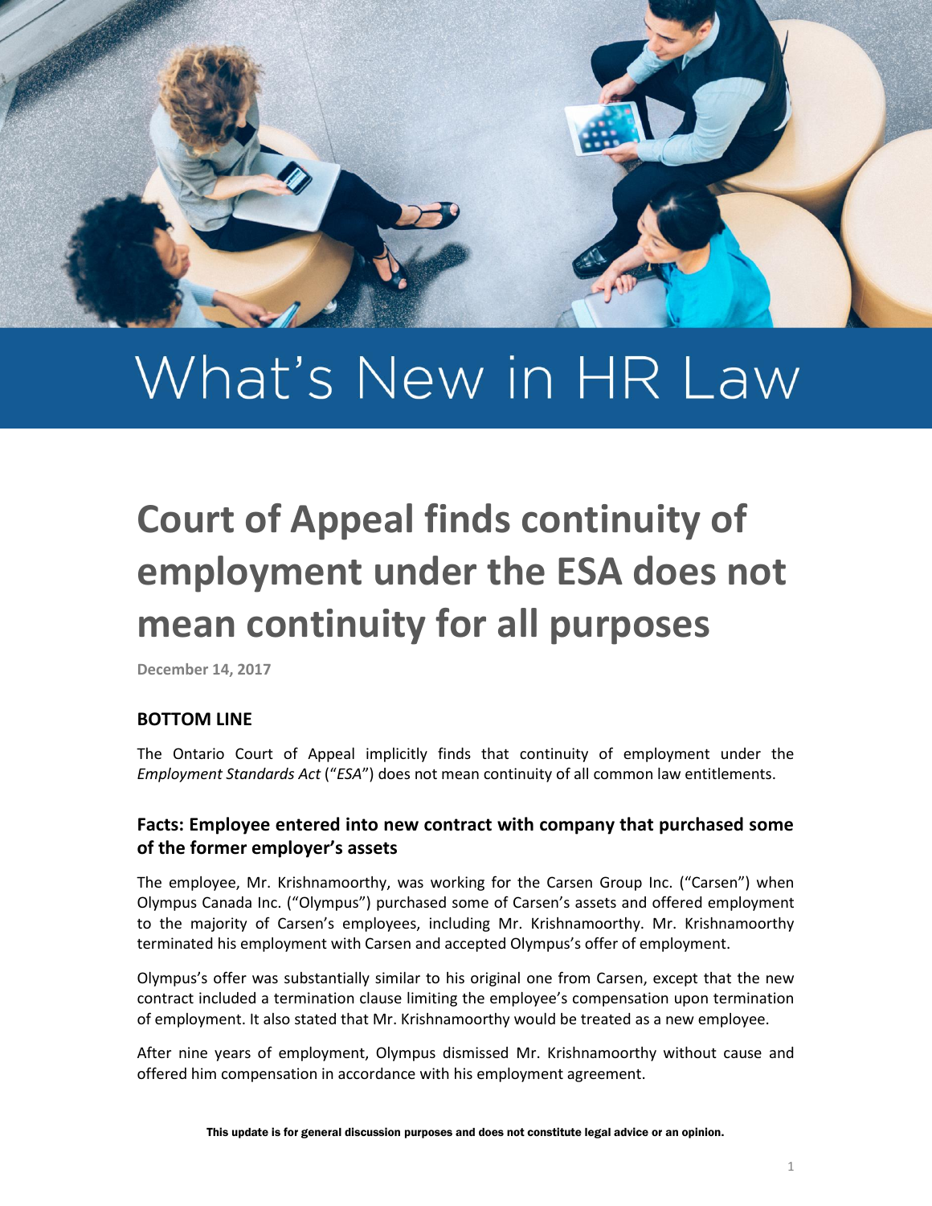# What's New in HR Law

## Court of Appeal finds continuity of employment under the ESA does not mean continuity for all purposes

**December 14, 2017**

### BOTTOM LINE

The Ontario Court of Appeal implicitly finds that continuity of employment under the *Employment Standards Act* ("*ESA*") does not mean continuity of all common law entitlements.

### Facts: Employee entered into new contract with company that purchased some of the former employer's assets

The employee, Mr. Krishnamoorthy, was working for the Carsen Group Inc. ("Carsen") when Olympus Canada Inc. ("Olympus") purchased some of Carsen's assets and offered employment to the majority of Carsen's employees, including Mr. Krishnamoorthy. Mr. Krishnamoorthy terminated his employment with Carsen and accepted Olympus's offer of employment.

Olympus's offer was substantially similar to his original one from Carsen, except that the new contract included a termination clause limiting the employee's compensation upon termination of employment. It also stated that Mr. Krishnamoorthy would be treated as a new employee.

After nine years of employment, Olympus dismissed Mr. Krishnamoorthy without cause and offered him compensation in accordance with his employment agreement.

This update is for general discussion purposes and does not constitute legal advice or an opinion.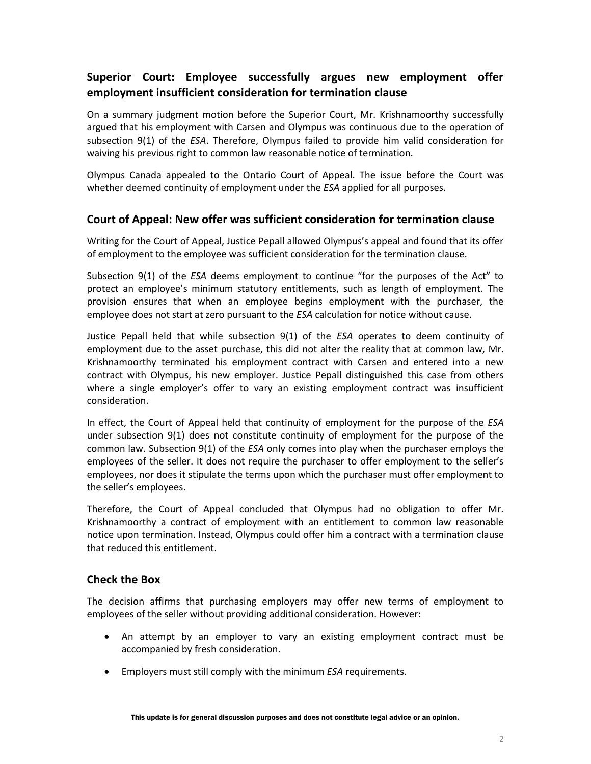## Superior Court: Employee successfully argues new employment offer employment insufficient consideration for termination clause

On a summary judgment motion before the Superior Court, Mr. Krishnamoorthy successfully argued that his employment with Carsen and Olympus was continuous due to the operation of subsection 9(1) of the *ESA*. Therefore, Olympus failed to provide him valid consideration for waiving his previous right to common law reasonable notice of termination.

Olympus Canada appealed to the Ontario Court of Appeal. The issue before the Court was whether deemed continuity of employment under the *ESA* applied for all purposes.

## Court of Appeal: New offer was sufficient consideration for termination clause

Writing for the Court of Appeal, Justice Pepall allowed Olympus's appeal and found that its offer of employment to the employee was sufficient consideration for the termination clause.

Subsection 9(1) of the *ESA* deems employment to continue "for the purposes of the Act" to protect an employee's minimum statutory entitlements, such as length of employment. The provision ensures that when an employee begins employment with the purchaser, the employee does not start at zero pursuant to the *ESA* calculation for notice without cause.

Justice Pepall held that while subsection 9(1) of the *ESA* operates to deem continuity of employment due to the asset purchase, this did not alter the reality that at common law, Mr. Krishnamoorthy terminated his employment contract with Carsen and entered into a new contract with Olympus, his new employer. Justice Pepall distinguished this case from others where a single employer's offer to vary an existing employment contract was insufficient consideration.

In effect, the Court of Appeal held that continuity of employment for the purpose of the *ESA* under subsection 9(1) does not constitute continuity of employment for the purpose of the common law. Subsection 9(1) of the *ESA* only comes into play when the purchaser employs the employees of the seller. It does not require the purchaser to offer employment to the seller's employees, nor does it stipulate the terms upon which the purchaser must offer employment to the seller's employees.

Therefore, the Court of Appeal concluded that Olympus had no obligation to offer Mr. Krishnamoorthy a contract of employment with an entitlement to common law reasonable notice upon termination. Instead, Olympus could offer him a contract with a termination clause that reduced this entitlement.

## Check the Box

The decision affirms that purchasing employers may offer new terms of employment to employees of the seller without providing additional consideration. However:

- An attempt by an employer to vary an existing employment contract must be accompanied by fresh consideration.
- Employers must still comply with the minimum *ESA* requirements.

**This update is for general discussion purposes and does not constitute legal advice or an opinion.**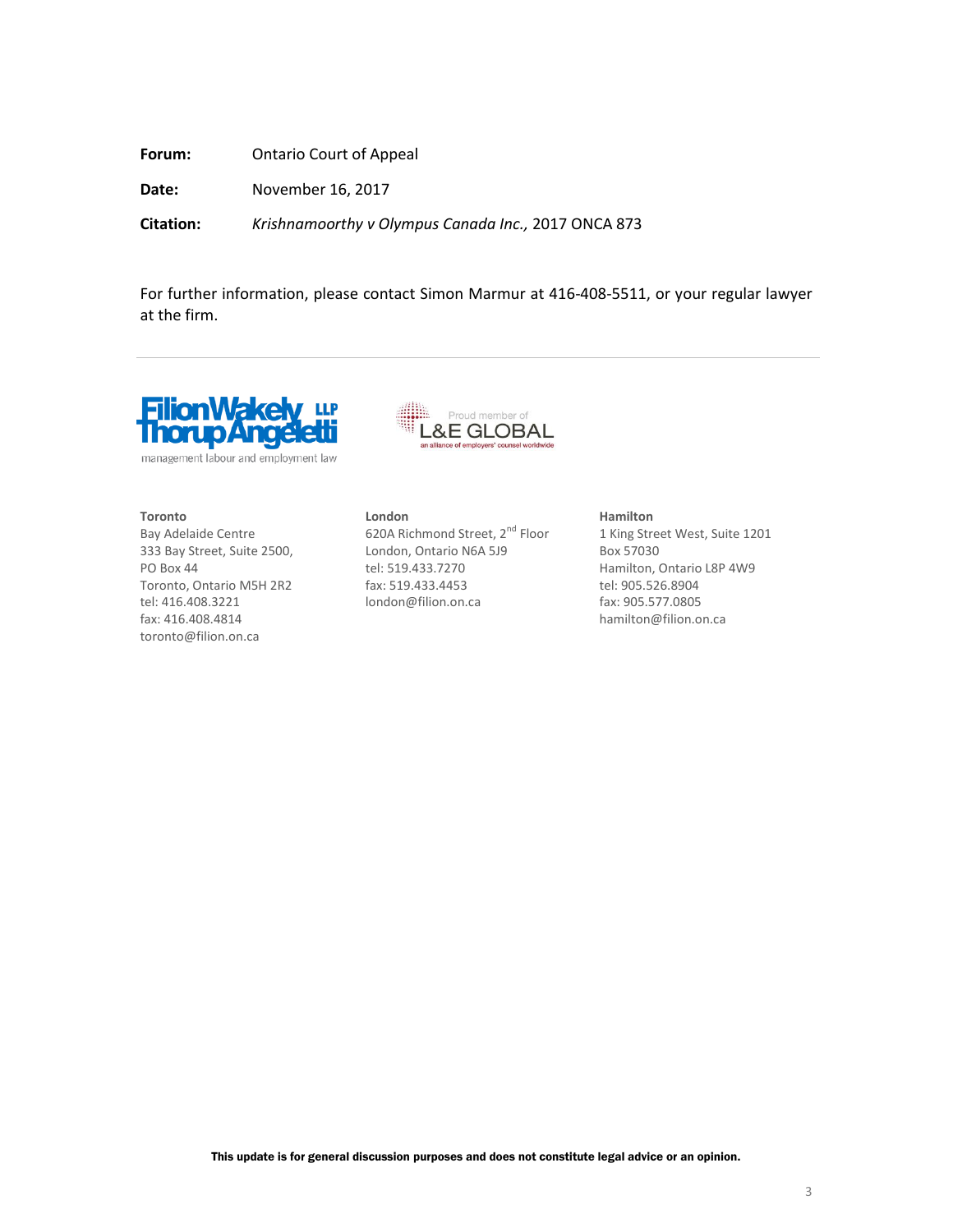**Forum:** Ontario Court of Appeal

**Date:** November 16, 2017

**Citation:** *Krishnamoorthy v Olympus Canada Inc.,* 2017 ONCA 873

For further information, please contact Simon Marmur at 416-408-5511, or your regular lawyer at the firm.

---

Filion Wakely Thorup Angeletti LLP
management labour and employment law

Proud member of L&E GLOBAL
an alliance of employers' counsel worldwide

**Toronto**
Bay Adelaide Centre
333 Bay Street, Suite 2500,
PO Box 44
Toronto, Ontario M5H 2R2
tel: 416.408.3221
fax: 416.408.4814
toronto@filion.on.ca

**London**
620A Richmond Street, 2nd Floor
London, Ontario N6A 5J9
tel: 519.433.7270
fax: 519.433.4453
london@filion.on.ca

**Hamilton**
1 King Street West, Suite 1201
Box 57030
Hamilton, Ontario L8P 4W9
tel: 905.526.8904
fax: 905.577.0805
hamilton@filion.on.ca

**This update is for general discussion purposes and does not constitute legal advice or an opinion.**